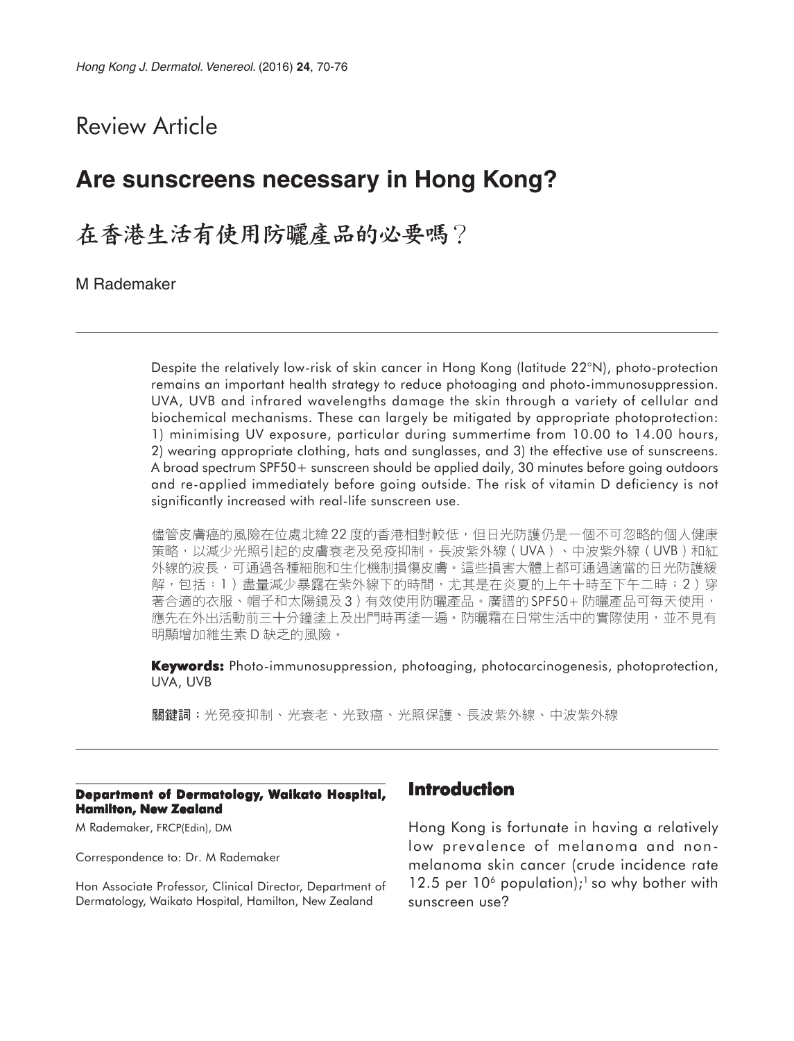Review Article

# Are sunscreens necessary in Hong Kong?

# 在香港生活有使用防曬產品的必要嗎?

M Rademaker

Despite the relatively low-risk of skin cancer in Hong Kong (latitude 22°N), photo-protection remains an important health strategy to reduce photoaging and photo-immunosuppression. UVA, UVB and infrared wavelengths damage the skin through a variety of cellular and biochemical mechanisms. These can largely be mitigated by appropriate photoprotection: 1) minimising UV exposure, particular during summertime from 10.00 to 14.00 hours, 2) wearing appropriate clothing, hats and sunglasses, and 3) the effective use of sunscreens. A broad spectrum SPF50+ sunscreen should be applied daily, 30 minutes before going outdoors and re-applied immediately before going outside. The risk of vitamin D deficiency is not significantly increased with real-life sunscreen use.

儘管皮膚癌的風險在位處北緯22度的香港相對較低,但日光防護仍是一個不可忽略的個人健康策略,以減少光照引起的皮膚衰老及免疫抑制。長波紫外線(UVA)、中波紫外線(UVB)和紅外線的波長,可通過各種細胞和生化機制損傷皮膚。這些損害大體上都可通過適當的日光防護緩解,包括:1)盡量減少暴露在紫外線下的時間,尤其是在炎夏的上午十時至下午二時;2)穿著合適的衣服、帽子和太陽鏡及3)有效使用防曬產品。廣譜的SPF50+防曬產品可每天使用,應先在外出活動前三十分鐘塗上及出門時再塗一遍。防曬霜在日常生活中的實際使用,並不見有明顯增加維生素D缺乏的風險。

**Keywords:** Photo-immunosuppression, photoaging, photocarcinogenesis, photoprotection, UVA, UVB

**關鍵詞:**光免疫抑制、光衰老、光致癌、光照保護、長波紫外線、中波紫外線

**Department of Dermatology, Waikato Hospital, Hamilton, New Zealand**

M Rademaker, FRCP(Edin), DM

Correspondence to: Dr. M Rademaker

Hon Associate Professor, Clinical Director, Department of Dermatology, Waikato Hospital, Hamilton, New Zealand

## Introduction

Hong Kong is fortunate in having a relatively low prevalence of melanoma and non-melanoma skin cancer (crude incidence rate 12.5 per $10^6$ population);[1] so why bother with sunscreen use?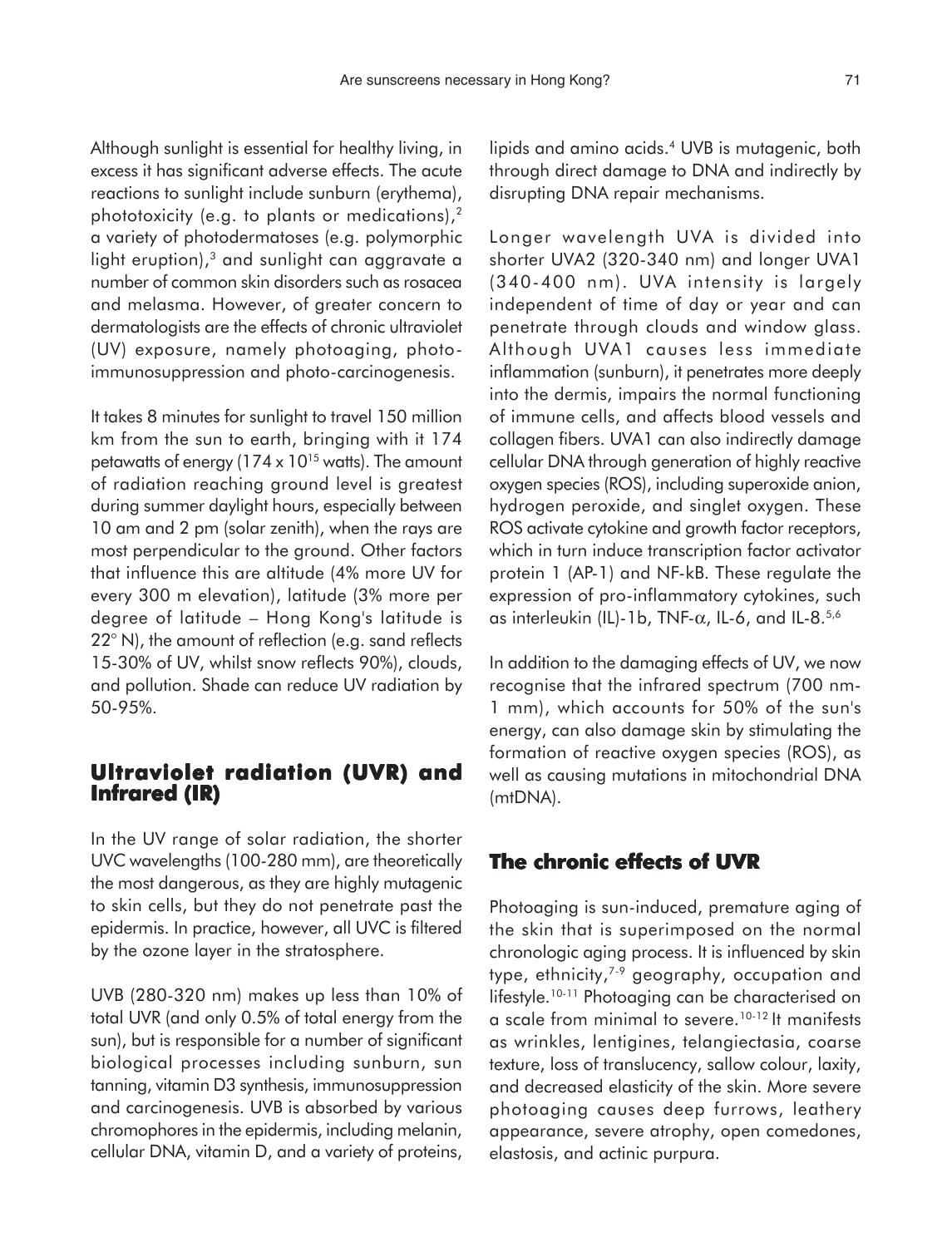Although sunlight is essential for healthy living, in excess it has significant adverse effects. The acute reactions to sunlight include sunburn (erythema), phototoxicity (e.g. to plants or medications),[2] a variety of photodermatoses (e.g. polymorphic light eruption),[3] and sunlight can aggravate a number of common skin disorders such as rosacea and melasma. However, of greater concern to dermatologists are the effects of chronic ultraviolet (UV) exposure, namely photoaging, photo-immunosuppression and photo-carcinogenesis.

It takes 8 minutes for sunlight to travel 150 million km from the sun to earth, bringing with it 174 petawatts of energy ($174 \times 10^{15}$ watts). The amount of radiation reaching ground level is greatest during summer daylight hours, especially between 10 am and 2 pm (solar zenith), when the rays are most perpendicular to the ground. Other factors that influence this are altitude (4% more UV for every 300 m elevation), latitude (3% more per degree of latitude – Hong Kong's latitude is 22° N), the amount of reflection (e.g. sand reflects 15-30% of UV, whilst snow reflects 90%), clouds, and pollution. Shade can reduce UV radiation by 50-95%.

## Ultraviolet radiation (UVR) and Infrared (IR)

In the UV range of solar radiation, the shorter UVC wavelengths (100-280 mm), are theoretically the most dangerous, as they are highly mutagenic to skin cells, but they do not penetrate past the epidermis. In practice, however, all UVC is filtered by the ozone layer in the stratosphere.

UVB (280-320 nm) makes up less than 10% of total UVR (and only 0.5% of total energy from the sun), but is responsible for a number of significant biological processes including sunburn, sun tanning, vitamin D3 synthesis, immunosuppression and carcinogenesis. UVB is absorbed by various chromophores in the epidermis, including melanin, cellular DNA, vitamin D, and a variety of proteins, lipids and amino acids.[4] UVB is mutagenic, both through direct damage to DNA and indirectly by disrupting DNA repair mechanisms.

Longer wavelength UVA is divided into shorter UVA2 (320-340 nm) and longer UVA1 (340-400 nm). UVA intensity is largely independent of time of day or year and can penetrate through clouds and window glass. Although UVA1 causes less immediate inflammation (sunburn), it penetrates more deeply into the dermis, impairs the normal functioning of immune cells, and affects blood vessels and collagen fibers. UVA1 can also indirectly damage cellular DNA through generation of highly reactive oxygen species (ROS), including superoxide anion, hydrogen peroxide, and singlet oxygen. These ROS activate cytokine and growth factor receptors, which in turn induce transcription factor activator protein 1 (AP-1) and NF-kB. These regulate the expression of pro-inflammatory cytokines, such as interleukin (IL)-1b, TNF-$\alpha$, IL-6, and IL-8.[5,6]

In addition to the damaging effects of UV, we now recognise that the infrared spectrum (700 nm-1 mm), which accounts for 50% of the sun's energy, can also damage skin by stimulating the formation of reactive oxygen species (ROS), as well as causing mutations in mitochondrial DNA (mtDNA).

## The chronic effects of UVR

Photoaging is sun-induced, premature aging of the skin that is superimposed on the normal chronologic aging process. It is influenced by skin type, ethnicity,[7-9] geography, occupation and lifestyle.[10-11] Photoaging can be characterised on a scale from minimal to severe.[10-12] It manifests as wrinkles, lentigines, telangiectasia, coarse texture, loss of translucency, sallow colour, laxity, and decreased elasticity of the skin. More severe photoaging causes deep furrows, leathery appearance, severe atrophy, open comedones, elastosis, and actinic purpura.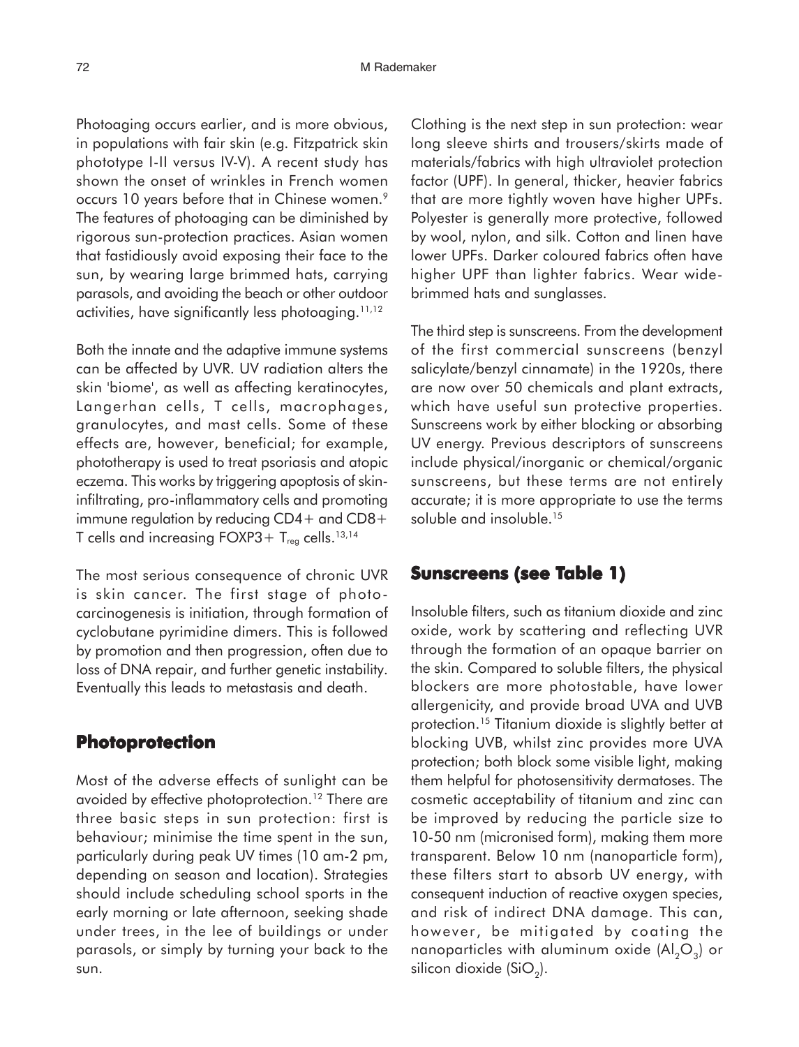Photoaging occurs earlier, and is more obvious, in populations with fair skin (e.g. Fitzpatrick skin phototype I-II versus IV-V). A recent study has shown the onset of wrinkles in French women occurs 10 years before that in Chinese women.[9] The features of photoaging can be diminished by rigorous sun-protection practices. Asian women that fastidiously avoid exposing their face to the sun, by wearing large brimmed hats, carrying parasols, and avoiding the beach or other outdoor activities, have significantly less photoaging.[11,12]

Both the innate and the adaptive immune systems can be affected by UVR. UV radiation alters the skin 'biome', as well as affecting keratinocytes, Langerhan cells, T cells, macrophages, granulocytes, and mast cells. Some of these effects are, however, beneficial; for example, phototherapy is used to treat psoriasis and atopic eczema. This works by triggering apoptosis of skin-infiltrating, pro-inflammatory cells and promoting immune regulation by reducing CD4+ and CD8+ T cells and increasing FOXP3+ $T_{reg}$ cells.[13,14]

The most serious consequence of chronic UVR is skin cancer. The first stage of photocarcinogenesis is initiation, through formation of cyclobutane pyrimidine dimers. This is followed by promotion and then progression, often due to loss of DNA repair, and further genetic instability. Eventually this leads to metastasis and death.

## Photoprotection

Most of the adverse effects of sunlight can be avoided by effective photoprotection.[12] There are three basic steps in sun protection: first is behaviour; minimise the time spent in the sun, particularly during peak UV times (10 am-2 pm, depending on season and location). Strategies should include scheduling school sports in the early morning or late afternoon, seeking shade under trees, in the lee of buildings or under parasols, or simply by turning your back to the sun.

Clothing is the next step in sun protection: wear long sleeve shirts and trousers/skirts made of materials/fabrics with high ultraviolet protection factor (UPF). In general, thicker, heavier fabrics that are more tightly woven have higher UPFs. Polyester is generally more protective, followed by wool, nylon, and silk. Cotton and linen have lower UPFs. Darker coloured fabrics often have higher UPF than lighter fabrics. Wear wide-brimmed hats and sunglasses.

The third step is sunscreens. From the development of the first commercial sunscreens (benzyl salicylate/benzyl cinnamate) in the 1920s, there are now over 50 chemicals and plant extracts, which have useful sun protective properties. Sunscreens work by either blocking or absorbing UV energy. Previous descriptors of sunscreens include physical/inorganic or chemical/organic sunscreens, but these terms are not entirely accurate; it is more appropriate to use the terms soluble and insoluble.[15]

## Sunscreens (see Table 1)

Insoluble filters, such as titanium dioxide and zinc oxide, work by scattering and reflecting UVR through the formation of an opaque barrier on the skin. Compared to soluble filters, the physical blockers are more photostable, have lower allergenicity, and provide broad UVA and UVB protection.[15] Titanium dioxide is slightly better at blocking UVB, whilst zinc provides more UVA protection; both block some visible light, making them helpful for photosensitivity dermatoses. The cosmetic acceptability of titanium and zinc can be improved by reducing the particle size to 10-50 nm (micronised form), making them more transparent. Below 10 nm (nanoparticle form), these filters start to absorb UV energy, with consequent induction of reactive oxygen species, and risk of indirect DNA damage. This can, however, be mitigated by coating the nanoparticles with aluminum oxide ($Al_2O_3$) or silicon dioxide ($SiO_2$).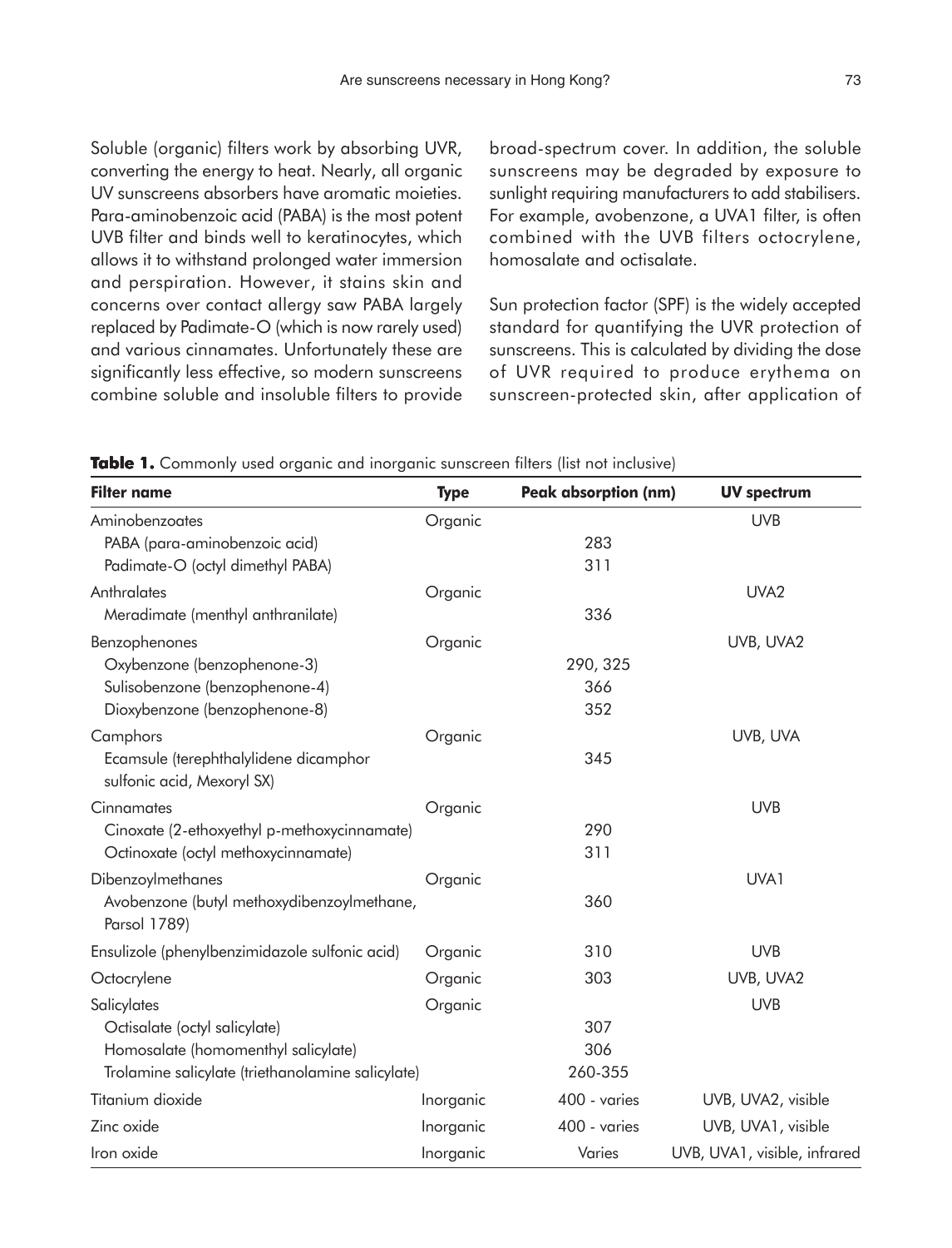Soluble (organic) filters work by absorbing UVR, converting the energy to heat. Nearly, all organic UV sunscreens absorbers have aromatic moieties. Para-aminobenzoic acid (PABA) is the most potent UVB filter and binds well to keratinocytes, which allows it to withstand prolonged water immersion and perspiration. However, it stains skin and concerns over contact allergy saw PABA largely replaced by Padimate-O (which is now rarely used) and various cinnamates. Unfortunately these are significantly less effective, so modern sunscreens combine soluble and insoluble filters to provide broad-spectrum cover. In addition, the soluble sunscreens may be degraded by exposure to sunlight requiring manufacturers to add stabilisers. For example, avobenzone, a UVA1 filter, is often combined with the UVB filters octocrylene, homosalate and octisalate.

Sun protection factor (SPF) is the widely accepted standard for quantifying the UVR protection of sunscreens. This is calculated by dividing the dose of UVR required to produce erythema on sunscreen-protected skin, after application of

**Table 1.** Commonly used organic and inorganic sunscreen filters (list not inclusive)

| Filter name | Type | Peak absorption (nm) | UV spectrum |
|---|---|---|---|
| Aminobenzoates | Organic | | UVB |
| PABA (para-aminobenzoic acid) | | 283 | |
| Padimate-O (octyl dimethyl PABA) | | 311 | |
| Anthralates | Organic | | UVA2 |
| Meradimate (menthyl anthranilate) | | 336 | |
| Benzophenones | Organic | | UVB, UVA2 |
| Oxybenzone (benzophenone-3) | | 290, 325 | |
| Sulisobenzone (benzophenone-4) | | 366 | |
| Dioxybenzone (benzophenone-8) | | 352 | |
| Camphors | Organic | | UVB, UVA |
| Ecamsule (terephthalylidene dicamphor sulfonic acid, Mexoryl SX) | | 345 | |
| Cinnamates | Organic | | UVB |
| Cinoxate (2-ethoxyethyl p-methoxycinnamate) | | 290 | |
| Octinoxate (octyl methoxycinnamate) | | 311 | |
| Dibenzoylmethanes | Organic | | UVA1 |
| Avobenzone (butyl methoxydibenzoylmethane, Parsol 1789) | | 360 | |
| Ensulizole (phenylbenzimidazole sulfonic acid) | Organic | 310 | UVB |
| Octocrylene | Organic | 303 | UVB, UVA2 |
| Salicylates | Organic | | UVB |
| Octisalate (octyl salicylate) | | 307 | |
| Homosalate (homomenthyl salicylate) | | 306 | |
| Trolamine salicylate (triethanolamine salicylate) | | 260-355 | |
| Titanium dioxide | Inorganic | 400 - varies | UVB, UVA2, visible |
| Zinc oxide | Inorganic | 400 - varies | UVB, UVA1, visible |
| Iron oxide | Inorganic | Varies | UVB, UVA1, visible, infrared |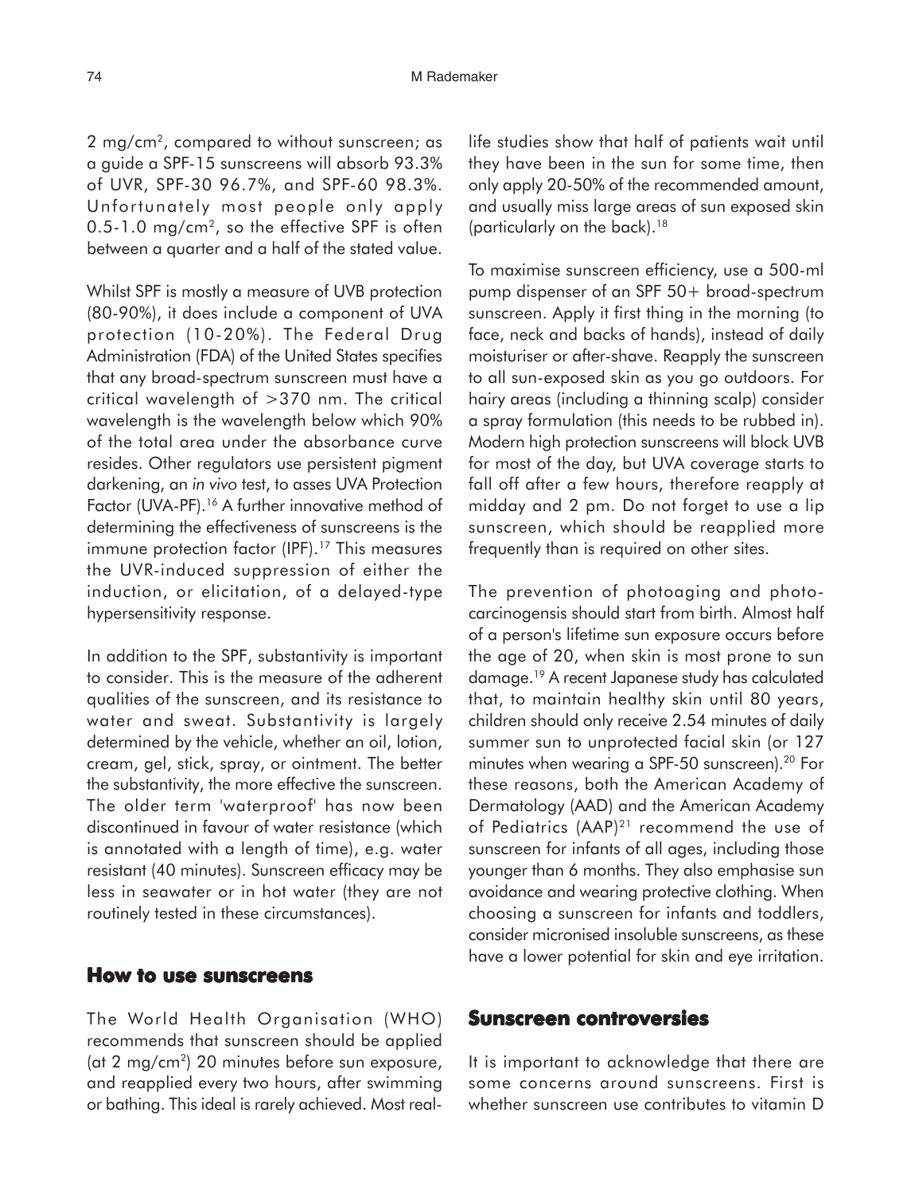2 $mg/cm^2$, compared to without sunscreen; as a guide a SPF-15 sunscreens will absorb 93.3% of UVR, SPF-30 96.7%, and SPF-60 98.3%. Unfortunately most people only apply 0.5-1.0 $mg/cm^2$, so the effective SPF is often between a quarter and a half of the stated value.

Whilst SPF is mostly a measure of UVB protection (80-90%), it does include a component of UVA protection (10-20%). The Federal Drug Administration (FDA) of the United States specifies that any broad-spectrum sunscreen must have a critical wavelength of >370 nm. The critical wavelength is the wavelength below which 90% of the total area under the absorbance curve resides. Other regulators use persistent pigment darkening, an *in vivo* test, to asses UVA Protection Factor (UVA-PF).[16] A further innovative method of determining the effectiveness of sunscreens is the immune protection factor (IPF).[17] This measures the UVR-induced suppression of either the induction, or elicitation, of a delayed-type hypersensitivity response.

In addition to the SPF, substantivity is important to consider. This is the measure of the adherent qualities of the sunscreen, and its resistance to water and sweat. Substantivity is largely determined by the vehicle, whether an oil, lotion, cream, gel, stick, spray, or ointment. The better the substantivity, the more effective the sunscreen. The older term 'waterproof' has now been discontinued in favour of water resistance (which is annotated with a length of time), e.g. water resistant (40 minutes). Sunscreen efficacy may be less in seawater or in hot water (they are not routinely tested in these circumstances).

## How to use sunscreens

The World Health Organisation (WHO) recommends that sunscreen should be applied (at 2 $mg/cm^2$) 20 minutes before sun exposure, and reapplied every two hours, after swimming or bathing. This ideal is rarely achieved. Most real-life studies show that half of patients wait until they have been in the sun for some time, then only apply 20-50% of the recommended amount, and usually miss large areas of sun exposed skin (particularly on the back).[18]

To maximise sunscreen efficiency, use a 500-ml pump dispenser of an SPF 50+ broad-spectrum sunscreen. Apply it first thing in the morning (to face, neck and backs of hands), instead of daily moisturiser or after-shave. Reapply the sunscreen to all sun-exposed skin as you go outdoors. For hairy areas (including a thinning scalp) consider a spray formulation (this needs to be rubbed in). Modern high protection sunscreens will block UVB for most of the day, but UVA coverage starts to fall off after a few hours, therefore reapply at midday and 2 pm. Do not forget to use a lip sunscreen, which should be reapplied more frequently than is required on other sites.

The prevention of photoaging and photo-carcinogensis should start from birth. Almost half of a person's lifetime sun exposure occurs before the age of 20, when skin is most prone to sun damage.[19] A recent Japanese study has calculated that, to maintain healthy skin until 80 years, children should only receive 2.54 minutes of daily summer sun to unprotected facial skin (or 127 minutes when wearing a SPF-50 sunscreen).[20] For these reasons, both the American Academy of Dermatology (AAD) and the American Academy of Pediatrics (AAP)[21] recommend the use of sunscreen for infants of all ages, including those younger than 6 months. They also emphasise sun avoidance and wearing protective clothing. When choosing a sunscreen for infants and toddlers, consider micronised insoluble sunscreens, as these have a lower potential for skin and eye irritation.

## Sunscreen controversies

It is important to acknowledge that there are some concerns around sunscreens. First is whether sunscreen use contributes to vitamin D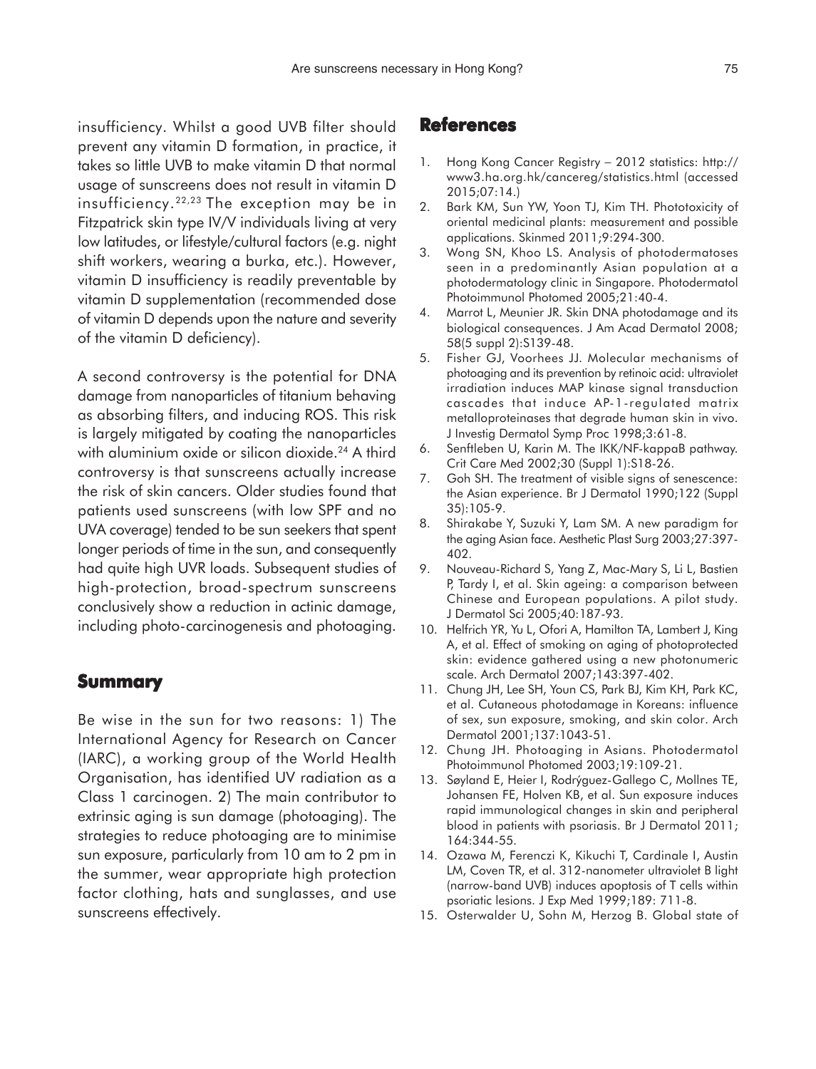insufficiency. Whilst a good UVB filter should prevent any vitamin D formation, in practice, it takes so little UVB to make vitamin D that normal usage of sunscreens does not result in vitamin D insufficiency.[22,23] The exception may be in Fitzpatrick skin type IV/V individuals living at very low latitudes, or lifestyle/cultural factors (e.g. night shift workers, wearing a burka, etc.). However, vitamin D insufficiency is readily preventable by vitamin D supplementation (recommended dose of vitamin D depends upon the nature and severity of the vitamin D deficiency).

A second controversy is the potential for DNA damage from nanoparticles of titanium behaving as absorbing filters, and inducing ROS. This risk is largely mitigated by coating the nanoparticles with aluminium oxide or silicon dioxide.[24] A third controversy is that sunscreens actually increase the risk of skin cancers. Older studies found that patients used sunscreens (with low SPF and no UVA coverage) tended to be sun seekers that spent longer periods of time in the sun, and consequently had quite high UVR loads. Subsequent studies of high-protection, broad-spectrum sunscreens conclusively show a reduction in actinic damage, including photo-carcinogenesis and photoaging.

## Summary

Be wise in the sun for two reasons: 1) The International Agency for Research on Cancer (IARC), a working group of the World Health Organisation, has identified UV radiation as a Class 1 carcinogen. 2) The main contributor to extrinsic aging is sun damage (photoaging). The strategies to reduce photoaging are to minimise sun exposure, particularly from 10 am to 2 pm in the summer, wear appropriate high protection factor clothing, hats and sunglasses, and use sunscreens effectively.

## References

1. Hong Kong Cancer Registry – 2012 statistics: http://www3.ha.org.hk/cancereg/statistics.html (accessed 2015;07:14.)
2. Bark KM, Sun YW, Yoon TJ, Kim TH. Phototoxicity of oriental medicinal plants: measurement and possible applications. Skinmed 2011;9:294-300.
3. Wong SN, Khoo LS. Analysis of photodermatoses seen in a predominantly Asian population at a photodermatology clinic in Singapore. Photodermatol Photoimmunol Photomed 2005;21:40-4.
4. Marrot L, Meunier JR. Skin DNA photodamage and its biological consequences. J Am Acad Dermatol 2008; 58(5 suppl 2):S139-48.
5. Fisher GJ, Voorhees JJ. Molecular mechanisms of photoaging and its prevention by retinoic acid: ultraviolet irradiation induces MAP kinase signal transduction cascades that induce AP-1-regulated matrix metalloproteinases that degrade human skin in vivo. J Investig Dermatol Symp Proc 1998;3:61-8.
6. Senftleben U, Karin M. The IKK/NF-kappaB pathway. Crit Care Med 2002;30 (Suppl 1):S18-26.
7. Goh SH. The treatment of visible signs of senescence: the Asian experience. Br J Dermatol 1990;122 (Suppl 35):105-9.
8. Shirakabe Y, Suzuki Y, Lam SM. A new paradigm for the aging Asian face. Aesthetic Plast Surg 2003;27:397-402.
9. Nouveau-Richard S, Yang Z, Mac-Mary S, Li L, Bastien P, Tardy I, et al. Skin ageing: a comparison between Chinese and European populations. A pilot study. J Dermatol Sci 2005;40:187-93.
10. Helfrich YR, Yu L, Ofori A, Hamilton TA, Lambert J, King A, et al. Effect of smoking on aging of photoprotected skin: evidence gathered using a new photonumeric scale. Arch Dermatol 2007;143:397-402.
11. Chung JH, Lee SH, Youn CS, Park BJ, Kim KH, Park KC, et al. Cutaneous photodamage in Koreans: influence of sex, sun exposure, smoking, and skin color. Arch Dermatol 2001;137:1043-51.
12. Chung JH. Photoaging in Asians. Photodermatol Photoimmunol Photomed 2003;19:109-21.
13. Søyland E, Heier I, Rodrýguez-Gallego C, Mollnes TE, Johansen FE, Holven KB, et al. Sun exposure induces rapid immunological changes in skin and peripheral blood in patients with psoriasis. Br J Dermatol 2011; 164:344-55.
14. Ozawa M, Ferenczi K, Kikuchi T, Cardinale I, Austin LM, Coven TR, et al. 312-nanometer ultraviolet B light (narrow-band UVB) induces apoptosis of T cells within psoriatic lesions. J Exp Med 1999;189: 711-8.
15. Osterwalder U, Sohn M, Herzog B. Global state of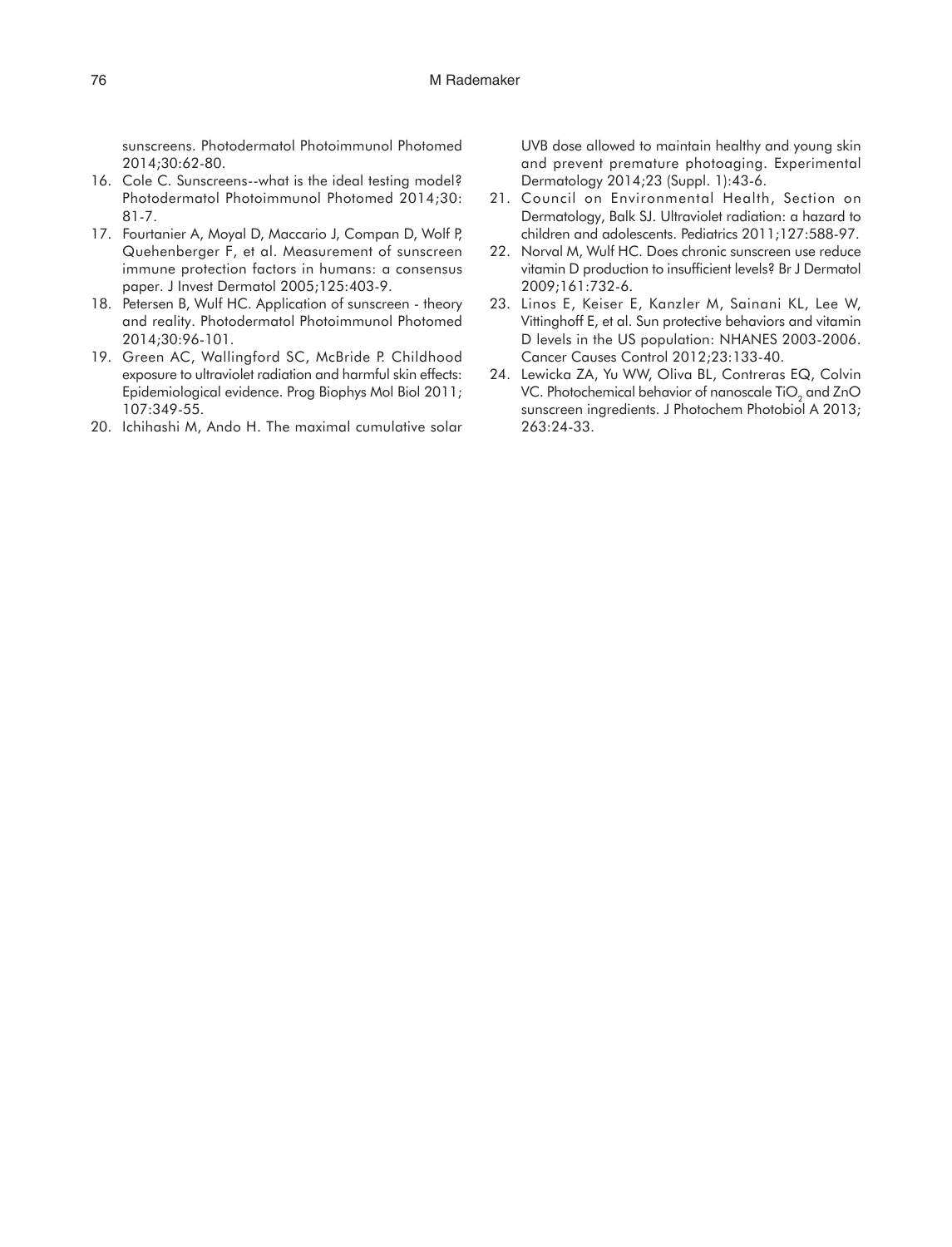sunscreens. Photodermatol Photoimmunol Photomed 2014;30:62-80.

16. Cole C. Sunscreens--what is the ideal testing model? Photodermatol Photoimmunol Photomed 2014;30: 81-7.
17. Fourtanier A, Moyal D, Maccario J, Compan D, Wolf P, Quehenberger F, et al. Measurement of sunscreen immune protection factors in humans: a consensus paper. J Invest Dermatol 2005;125:403-9.
18. Petersen B, Wulf HC. Application of sunscreen - theory and reality. Photodermatol Photoimmunol Photomed 2014;30:96-101.
19. Green AC, Wallingford SC, McBride P. Childhood exposure to ultraviolet radiation and harmful skin effects: Epidemiological evidence. Prog Biophys Mol Biol 2011; 107:349-55.
20. Ichihashi M, Ando H. The maximal cumulative solar UVB dose allowed to maintain healthy and young skin and prevent premature photoaging. Experimental Dermatology 2014;23 (Suppl. 1):43-6.
21. Council on Environmental Health, Section on Dermatology, Balk SJ. Ultraviolet radiation: a hazard to children and adolescents. Pediatrics 2011;127:588-97.
22. Norval M, Wulf HC. Does chronic sunscreen use reduce vitamin D production to insufficient levels? Br J Dermatol 2009;161:732-6.
23. Linos E, Keiser E, Kanzler M, Sainani KL, Lee W, Vittinghoff E, et al. Sun protective behaviors and vitamin D levels in the US population: NHANES 2003-2006. Cancer Causes Control 2012;23:133-40.
24. Lewicka ZA, Yu WW, Oliva BL, Contreras EQ, Colvin VC. Photochemical behavior of nanoscale $TiO_2$ and ZnO sunscreen ingredients. J Photochem Photobiol A 2013; 263:24-33.